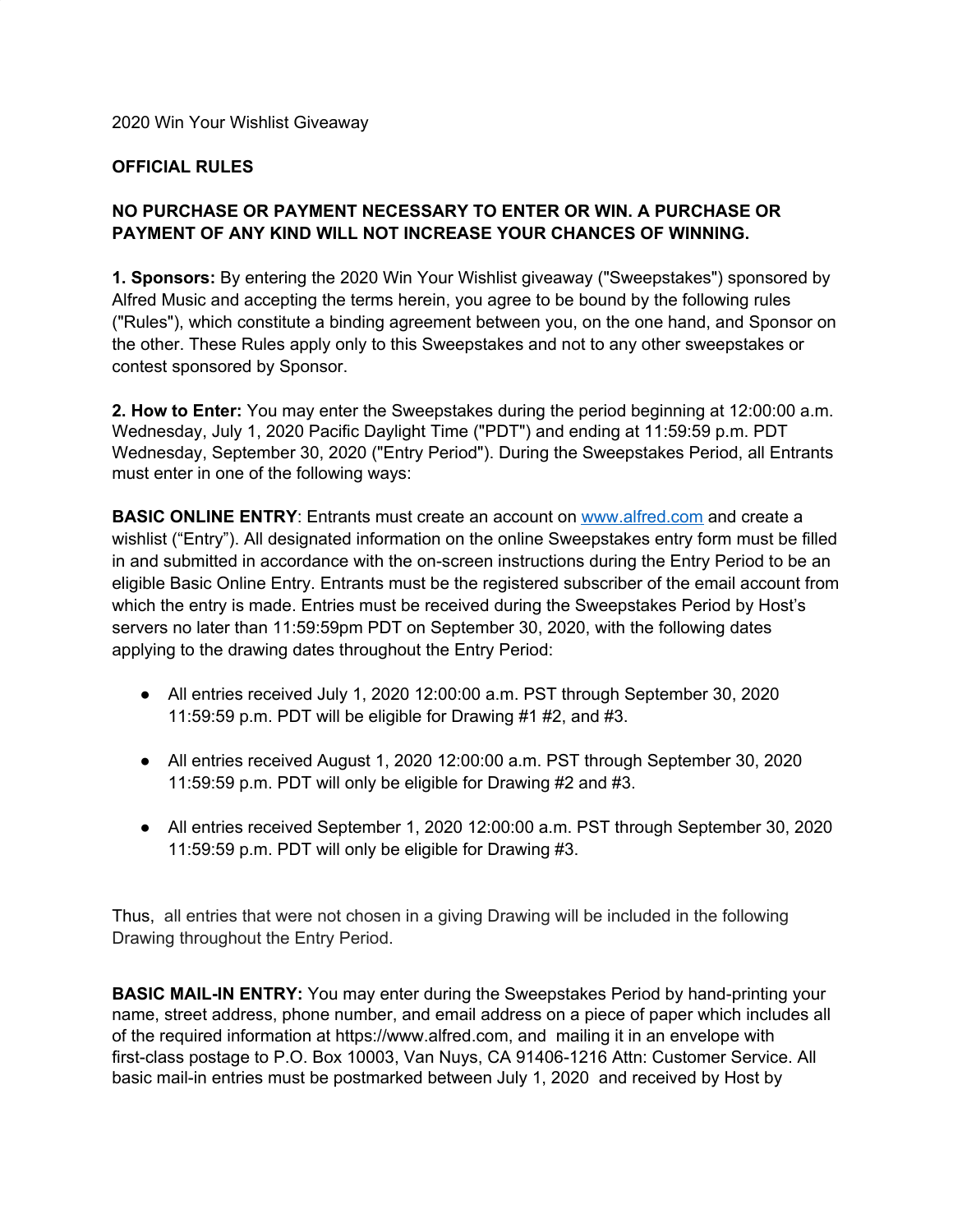2020 Win Your Wishlist Giveaway

**OFFICIAL RULES**

**NO PURCHASE OR PAYMENT NECESSARY TO ENTER OR WIN. A PURCHASE OR PAYMENT OF ANY KIND WILL NOT INCREASE YOUR CHANCES OF WINNING.**

**1. Sponsors:** By entering the 2020 Win Your Wishlist giveaway ("Sweepstakes") sponsored by Alfred Music and accepting the terms herein, you agree to be bound by the following rules ("Rules"), which constitute a binding agreement between you, on the one hand, and Sponsor on the other. These Rules apply only to this Sweepstakes and not to any other sweepstakes or contest sponsored by Sponsor.

**2. How to Enter:** You may enter the Sweepstakes during the period beginning at 12:00:00 a.m. Wednesday, July 1, 2020 Pacific Daylight Time ("PDT") and ending at 11:59:59 p.m. PDT Wednesday, September 30, 2020 ("Entry Period"). During the Sweepstakes Period, all Entrants must enter in one of the following ways:

**BASIC ONLINE ENTRY**: Entrants must create an account on [www.alfred.com](www.alfred.com) and create a wishlist ("Entry"). All designated information on the online Sweepstakes entry form must be filled in and submitted in accordance with the on-screen instructions during the Entry Period to be an eligible Basic Online Entry. Entrants must be the registered subscriber of the email account from which the entry is made. Entries must be received during the Sweepstakes Period by Host's servers no later than 11:59:59pm PDT on September 30, 2020, with the following dates applying to the drawing dates throughout the Entry Period:

- All entries received July 1, 2020 12:00:00 a.m. PST through September 30, 2020 11:59:59 p.m. PDT will be eligible for Drawing #1 #2, and #3.
- All entries received August 1, 2020 12:00:00 a.m. PST through September 30, 2020 11:59:59 p.m. PDT will only be eligible for Drawing #2 and #3.
- All entries received September 1, 2020 12:00:00 a.m. PST through September 30, 2020 11:59:59 p.m. PDT will only be eligible for Drawing #3.

Thus, all entries that were not chosen in a giving Drawing will be included in the following Drawing throughout the Entry Period.

**BASIC MAIL-IN ENTRY:** You may enter during the Sweepstakes Period by hand-printing your name, street address, phone number, and email address on a piece of paper which includes all of the required information at https://www.alfred.com, and mailing it in an envelope with first-class postage to P.O. Box 10003, Van Nuys, CA 91406-1216 Attn: Customer Service. All basic mail-in entries must be postmarked between July 1, 2020 and received by Host by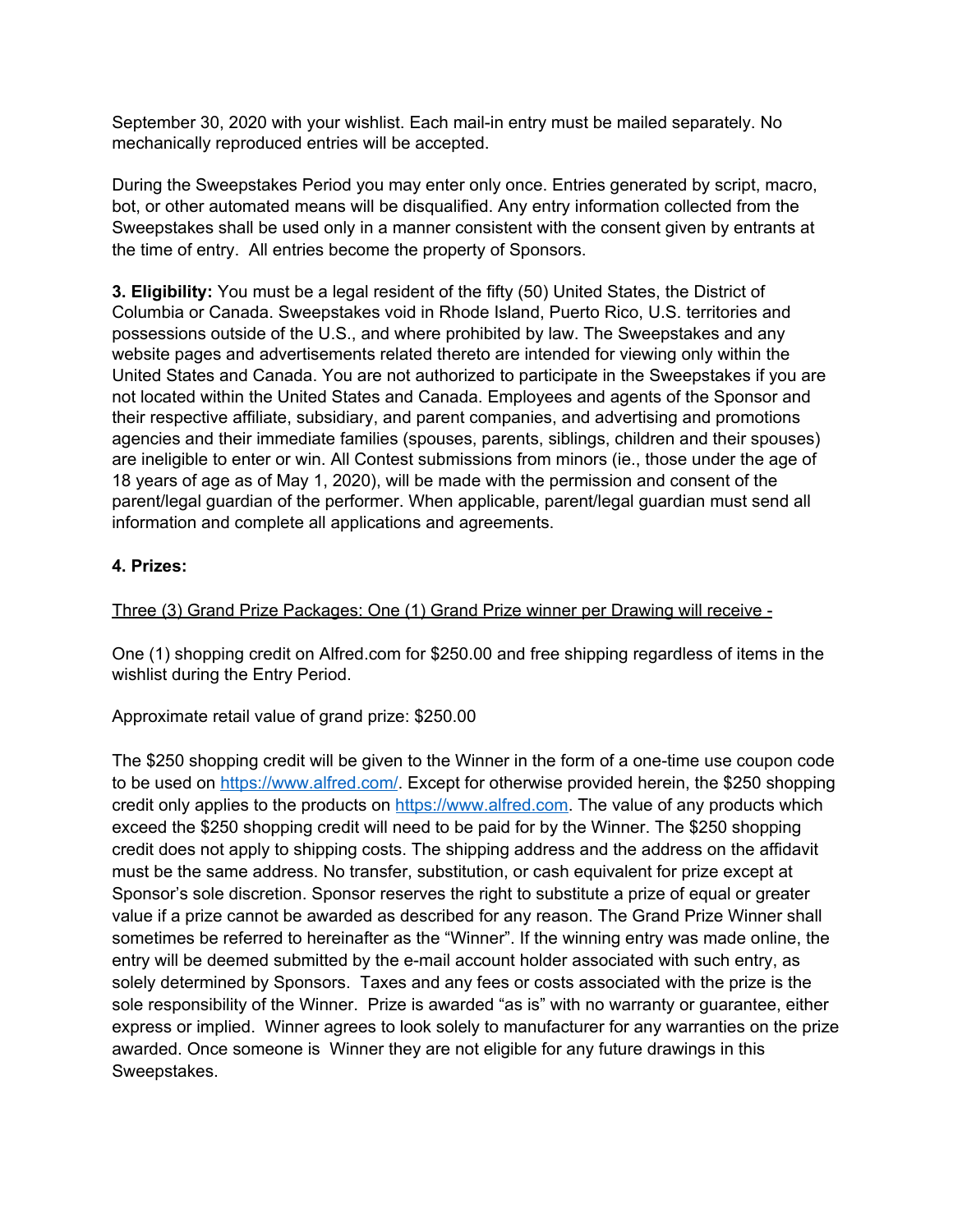September 30, 2020 with your wishlist. Each mail-in entry must be mailed separately. No mechanically reproduced entries will be accepted.

During the Sweepstakes Period you may enter only once. Entries generated by script, macro, bot, or other automated means will be disqualified. Any entry information collected from the Sweepstakes shall be used only in a manner consistent with the consent given by entrants at the time of entry. All entries become the property of Sponsors.

**3. Eligibility:** You must be a legal resident of the fifty (50) United States, the District of Columbia or Canada. Sweepstakes void in Rhode Island, Puerto Rico, U.S. territories and possessions outside of the U.S., and where prohibited by law. The Sweepstakes and any website pages and advertisements related thereto are intended for viewing only within the United States and Canada. You are not authorized to participate in the Sweepstakes if you are not located within the United States and Canada. Employees and agents of the Sponsor and their respective affiliate, subsidiary, and parent companies, and advertising and promotions agencies and their immediate families (spouses, parents, siblings, children and their spouses) are ineligible to enter or win. All Contest submissions from minors (ie., those under the age of 18 years of age as of May 1, 2020), will be made with the permission and consent of the parent/legal guardian of the performer. When applicable, parent/legal guardian must send all information and complete all applications and agreements.

**4. Prizes:**

<u>Three (3) Grand Prize Packages: One (1) Grand Prize winner per Drawing will receive -</u>

One (1) shopping credit on Alfred.com for $250.00 and free shipping regardless of items in the wishlist during the Entry Period.

Approximate retail value of grand prize: $250.00

The $250 shopping credit will be given to the Winner in the form of a one-time use coupon code to be used on [https://www.alfred.com/](https://www.alfred.com/). Except for otherwise provided herein, the $250 shopping credit only applies to the products on [https://www.alfred.com](https://www.alfred.com). The value of any products which exceed the $250 shopping credit will need to be paid for by the Winner. The $250 shopping credit does not apply to shipping costs. The shipping address and the address on the affidavit must be the same address. No transfer, substitution, or cash equivalent for prize except at Sponsor's sole discretion. Sponsor reserves the right to substitute a prize of equal or greater value if a prize cannot be awarded as described for any reason. The Grand Prize Winner shall sometimes be referred to hereinafter as the "Winner". If the winning entry was made online, the entry will be deemed submitted by the e-mail account holder associated with such entry, as solely determined by Sponsors. Taxes and any fees or costs associated with the prize is the sole responsibility of the Winner. Prize is awarded "as is" with no warranty or guarantee, either express or implied. Winner agrees to look solely to manufacturer for any warranties on the prize awarded. Once someone is Winner they are not eligible for any future drawings in this Sweepstakes.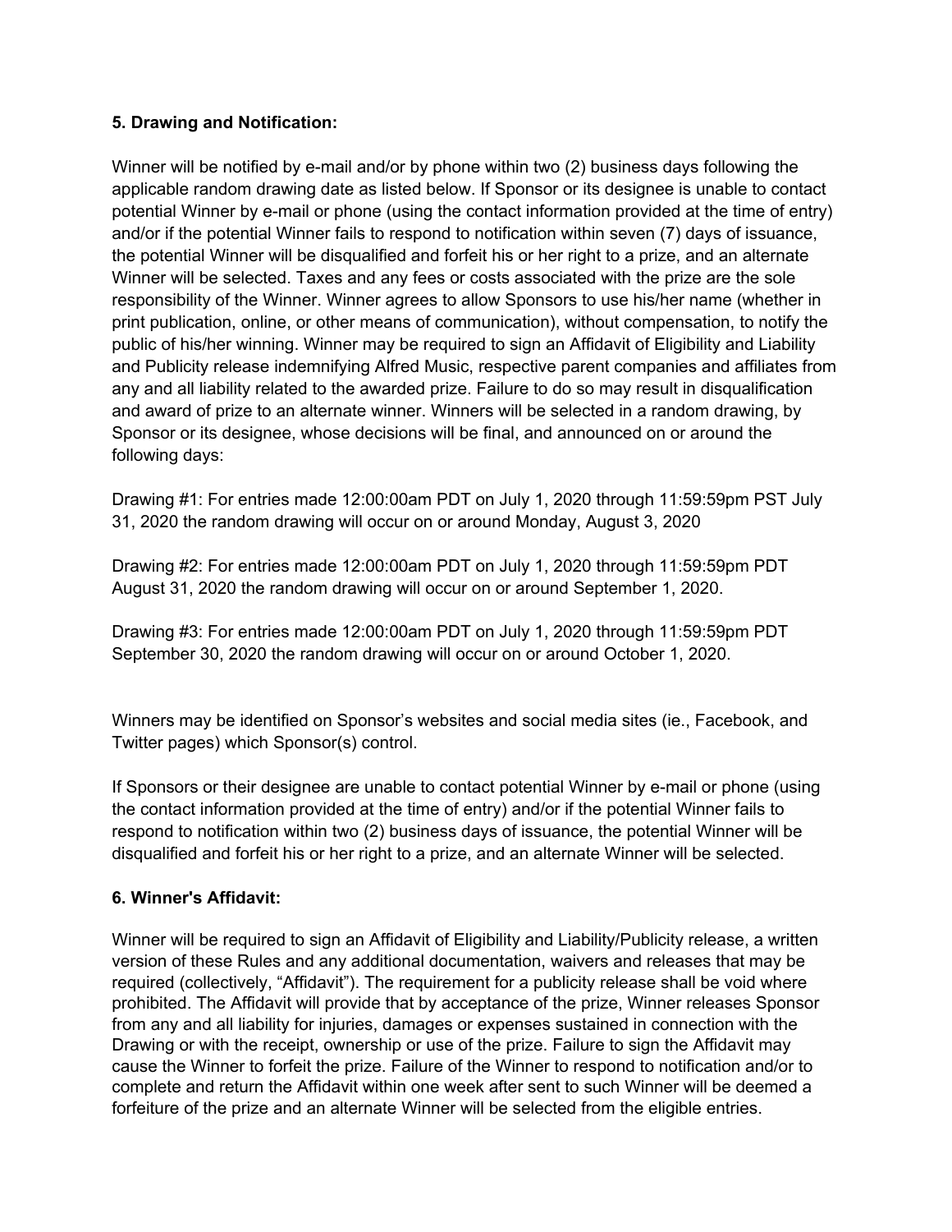**5. Drawing and Notification:**

Winner will be notified by e-mail and/or by phone within two (2) business days following the applicable random drawing date as listed below. If Sponsor or its designee is unable to contact potential Winner by e-mail or phone (using the contact information provided at the time of entry) and/or if the potential Winner fails to respond to notification within seven (7) days of issuance, the potential Winner will be disqualified and forfeit his or her right to a prize, and an alternate Winner will be selected. Taxes and any fees or costs associated with the prize are the sole responsibility of the Winner. Winner agrees to allow Sponsors to use his/her name (whether in print publication, online, or other means of communication), without compensation, to notify the public of his/her winning. Winner may be required to sign an Affidavit of Eligibility and Liability and Publicity release indemnifying Alfred Music, respective parent companies and affiliates from any and all liability related to the awarded prize. Failure to do so may result in disqualification and award of prize to an alternate winner. Winners will be selected in a random drawing, by Sponsor or its designee, whose decisions will be final, and announced on or around the following days:

Drawing #1: For entries made 12:00:00am PDT on July 1, 2020 through 11:59:59pm PST July 31, 2020 the random drawing will occur on or around Monday, August 3, 2020

Drawing #2: For entries made 12:00:00am PDT on July 1, 2020 through 11:59:59pm PDT August 31, 2020 the random drawing will occur on or around September 1, 2020.

Drawing #3: For entries made 12:00:00am PDT on July 1, 2020 through 11:59:59pm PDT September 30, 2020 the random drawing will occur on or around October 1, 2020.

Winners may be identified on Sponsor's websites and social media sites (ie., Facebook, and Twitter pages) which Sponsor(s) control.

If Sponsors or their designee are unable to contact potential Winner by e-mail or phone (using the contact information provided at the time of entry) and/or if the potential Winner fails to respond to notification within two (2) business days of issuance, the potential Winner will be disqualified and forfeit his or her right to a prize, and an alternate Winner will be selected.

**6. Winner's Affidavit:**

Winner will be required to sign an Affidavit of Eligibility and Liability/Publicity release, a written version of these Rules and any additional documentation, waivers and releases that may be required (collectively, "Affidavit"). The requirement for a publicity release shall be void where prohibited. The Affidavit will provide that by acceptance of the prize, Winner releases Sponsor from any and all liability for injuries, damages or expenses sustained in connection with the Drawing or with the receipt, ownership or use of the prize. Failure to sign the Affidavit may cause the Winner to forfeit the prize. Failure of the Winner to respond to notification and/or to complete and return the Affidavit within one week after sent to such Winner will be deemed a forfeiture of the prize and an alternate Winner will be selected from the eligible entries.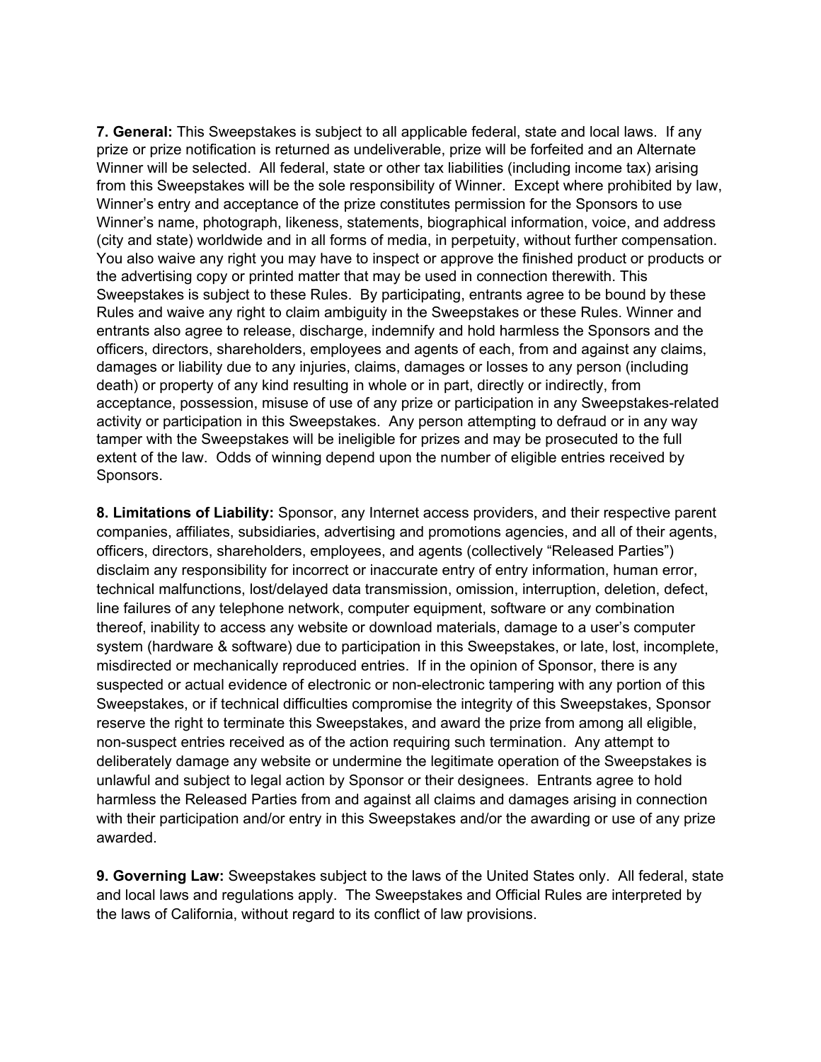**7. General:** This Sweepstakes is subject to all applicable federal, state and local laws. If any prize or prize notification is returned as undeliverable, prize will be forfeited and an Alternate Winner will be selected. All federal, state or other tax liabilities (including income tax) arising from this Sweepstakes will be the sole responsibility of Winner. Except where prohibited by law, Winner's entry and acceptance of the prize constitutes permission for the Sponsors to use Winner's name, photograph, likeness, statements, biographical information, voice, and address (city and state) worldwide and in all forms of media, in perpetuity, without further compensation. You also waive any right you may have to inspect or approve the finished product or products or the advertising copy or printed matter that may be used in connection therewith. This Sweepstakes is subject to these Rules. By participating, entrants agree to be bound by these Rules and waive any right to claim ambiguity in the Sweepstakes or these Rules. Winner and entrants also agree to release, discharge, indemnify and hold harmless the Sponsors and the officers, directors, shareholders, employees and agents of each, from and against any claims, damages or liability due to any injuries, claims, damages or losses to any person (including death) or property of any kind resulting in whole or in part, directly or indirectly, from acceptance, possession, misuse of use of any prize or participation in any Sweepstakes-related activity or participation in this Sweepstakes. Any person attempting to defraud or in any way tamper with the Sweepstakes will be ineligible for prizes and may be prosecuted to the full extent of the law. Odds of winning depend upon the number of eligible entries received by Sponsors.

**8. Limitations of Liability:** Sponsor, any Internet access providers, and their respective parent companies, affiliates, subsidiaries, advertising and promotions agencies, and all of their agents, officers, directors, shareholders, employees, and agents (collectively "Released Parties") disclaim any responsibility for incorrect or inaccurate entry of entry information, human error, technical malfunctions, lost/delayed data transmission, omission, interruption, deletion, defect, line failures of any telephone network, computer equipment, software or any combination thereof, inability to access any website or download materials, damage to a user's computer system (hardware & software) due to participation in this Sweepstakes, or late, lost, incomplete, misdirected or mechanically reproduced entries. If in the opinion of Sponsor, there is any suspected or actual evidence of electronic or non-electronic tampering with any portion of this Sweepstakes, or if technical difficulties compromise the integrity of this Sweepstakes, Sponsor reserve the right to terminate this Sweepstakes, and award the prize from among all eligible, non-suspect entries received as of the action requiring such termination. Any attempt to deliberately damage any website or undermine the legitimate operation of the Sweepstakes is unlawful and subject to legal action by Sponsor or their designees. Entrants agree to hold harmless the Released Parties from and against all claims and damages arising in connection with their participation and/or entry in this Sweepstakes and/or the awarding or use of any prize awarded.

**9. Governing Law:** Sweepstakes subject to the laws of the United States only. All federal, state and local laws and regulations apply. The Sweepstakes and Official Rules are interpreted by the laws of California, without regard to its conflict of law provisions.